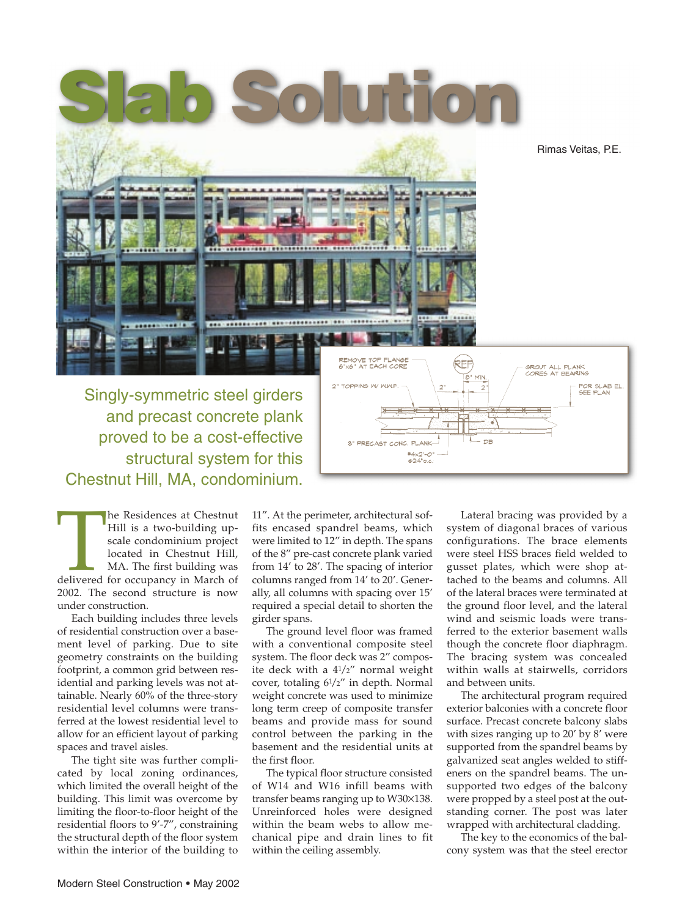# Slab Solution

Rimas Veitas, P.E.

Singly-symmetric steel girders and precast concrete plank proved to be a cost-effective structural system for this Chestnut Hill, MA, condominium.

The Residences at Chestnut Hill is a two-building upscale condominium project located in Chestnut Hill, MA. The first building was delivered for occupancy in March of 2002. The second structure is now under construction.

Each building includes three levels of residential construction over a basement level of parking. Due to site geometry constraints on the building footprint, a common grid between residential and parking levels was not attainable. Nearly 60% of the three-story residential level columns were transferred at the lowest residential level to allow for an efficient layout of parking spaces and travel aisles.

The tight site was further complicated by local zoning ordinances, which limited the overall height of the building. This limit was overcome by limiting the floor-to-floor height of the residential floors to 9′-7″, constraining the structural depth of the floor system within the interior of the building to 11″. At the perimeter, architectural soffits encased spandrel beams, which were limited to 12″ in depth. The spans of the 8″ pre-cast concrete plank varied from 14′ to 28′. The spacing of interior columns ranged from 14′ to 20′. Generally, all columns with spacing over 15′ required a special detail to shorten the girder spans.

The ground level floor was framed with a conventional composite steel system. The floor deck was 2″ composite deck with a 4½″ normal weight cover, totaling 6½″ in depth. Normal weight concrete was used to minimize long term creep of composite transfer beams and provide mass for sound control between the parking in the basement and the residential units at the first floor.

The typical floor structure consisted of W14 and W16 infill beams with transfer beams ranging up to W30×138. Unreinforced holes were designed within the beam webs to allow mechanical pipe and drain lines to fit within the ceiling assembly.

Lateral bracing was provided by a system of diagonal braces of various configurations. The brace elements were steel HSS braces field welded to gusset plates, which were shop attached to the beams and columns. All of the lateral braces were terminated at the ground floor level, and the lateral wind and seismic loads were transferred to the exterior basement walls though the concrete floor diaphragm. The bracing system was concealed within walls at stairwells, corridors and between units.

The architectural program required exterior balconies with a concrete floor surface. Precast concrete balcony slabs with sizes ranging up to 20′ by 8′ were supported from the spandrel beams by galvanized seat angles welded to stiffeners on the spandrel beams. The unsupported two edges of the balcony were propped by a steel post at the outstanding corner. The post was later wrapped with architectural cladding.

The key to the economics of the balcony system was that the steel erector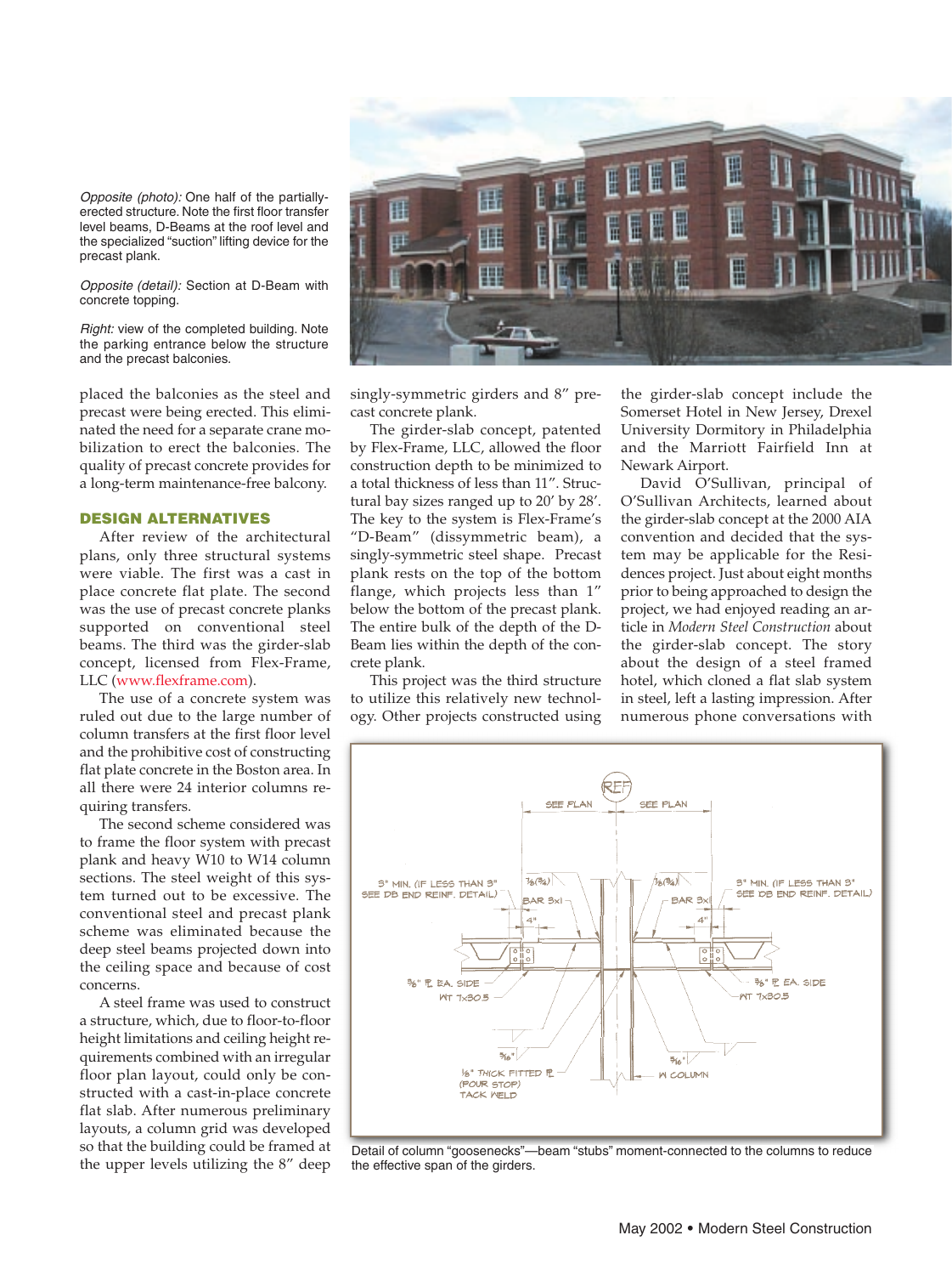*Opposite (photo):* One half of the partially-erected structure. Note the first floor transfer level beams, D-Beams at the roof level and the specialized "suction" lifting device for the precast plank.

*Opposite (detail):* Section at D-Beam with concrete topping.

*Right:* view of the completed building. Note the parking entrance below the structure and the precast balconies.

placed the balconies as the steel and precast were being erected. This eliminated the need for a separate crane mobilization to erect the balconies. The quality of precast concrete provides for a long-term maintenance-free balcony.

### DESIGN ALTERNATIVES

After review of the architectural plans, only three structural systems were viable. The first was a cast in place concrete flat plate. The second was the use of precast concrete planks supported on conventional steel beams. The third was the girder-slab concept, licensed from Flex-Frame, LLC (www.flexframe.com).

The use of a concrete system was ruled out due to the large number of column transfers at the first floor level and the prohibitive cost of constructing flat plate concrete in the Boston area. In all there were 24 interior columns requiring transfers.

The second scheme considered was to frame the floor system with precast plank and heavy W10 to W14 column sections. The steel weight of this system turned out to be excessive. The conventional steel and precast plank scheme was eliminated because the deep steel beams projected down into the ceiling space and because of cost concerns.

A steel frame was used to construct a structure, which, due to floor-to-floor height limitations and ceiling height requirements combined with an irregular floor plan layout, could only be constructed with a cast-in-place concrete flat slab. After numerous preliminary layouts, a column grid was developed so that the building could be framed at the upper levels utilizing the 8" deep singly-symmetric girders and 8" precast concrete plank.

The girder-slab concept, patented by Flex-Frame, LLC, allowed the floor construction depth to be minimized to a total thickness of less than 11". Structural bay sizes ranged up to 20′ by 28′. The key to the system is Flex-Frame's "D-Beam" (dissymmetric beam), a singly-symmetric steel shape. Precast plank rests on the top of the bottom flange, which projects less than 1" below the bottom of the precast plank. The entire bulk of the depth of the D-Beam lies within the depth of the concrete plank.

This project was the third structure to utilize this relatively new technology. Other projects constructed using the girder-slab concept include the Somerset Hotel in New Jersey, Drexel University Dormitory in Philadelphia and the Marriott Fairfield Inn at Newark Airport.

David O'Sullivan, principal of O'Sullivan Architects, learned about the girder-slab concept at the 2000 AIA convention and decided that the system may be applicable for the Residences project. Just about eight months prior to being approached to design the project, we had enjoyed reading an article in *Modern Steel Construction* about the girder-slab concept. The story about the design of a steel framed hotel, which cloned a flat slab system in steel, left a lasting impression. After numerous phone conversations with

Detail of column "goosenecks"—beam "stubs" moment-connected to the columns to reduce the effective span of the girders.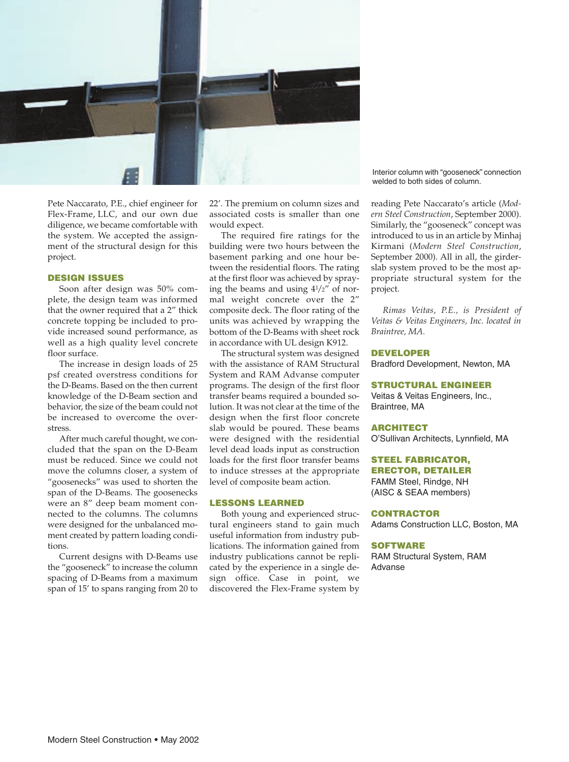Interior column with "gooseneck" connection welded to both sides of column.

Pete Naccarato, P.E., chief engineer for Flex-Frame, LLC, and our own due diligence, we became comfortable with the system. We accepted the assignment of the structural design for this project.

### DESIGN ISSUES

Soon after design was 50% complete, the design team was informed that the owner required that a 2" thick concrete topping be included to provide increased sound performance, as well as a high quality level concrete floor surface.

The increase in design loads of 25 psf created overstress conditions for the D-Beams. Based on the then current knowledge of the D-Beam section and behavior, the size of the beam could not be increased to overcome the overstress.

After much careful thought, we concluded that the span on the D-Beam must be reduced. Since we could not move the columns closer, a system of "goosenecks" was used to shorten the span of the D-Beams. The goosenecks were an 8" deep beam moment connected to the columns. The columns were designed for the unbalanced moment created by pattern loading conditions.

Current designs with D-Beams use the "gooseneck" to increase the column spacing of D-Beams from a maximum span of 15′ to spans ranging from 20 to 22′. The premium on column sizes and associated costs is smaller than one would expect.

The required fire ratings for the building were two hours between the basement parking and one hour between the residential floors. The rating at the first floor was achieved by spraying the beams and using 4½" of normal weight concrete over the 2" composite deck. The floor rating of the units was achieved by wrapping the bottom of the D-Beams with sheet rock in accordance with UL design K912.

The structural system was designed with the assistance of RAM Structural System and RAM Advanse computer programs. The design of the first floor transfer beams required a bounded solution. It was not clear at the time of the design when the first floor concrete slab would be poured. These beams were designed with the residential level dead loads input as construction loads for the first floor transfer beams to induce stresses at the appropriate level of composite beam action.

### LESSONS LEARNED

Both young and experienced structural engineers stand to gain much useful information from industry publications. The information gained from industry publications cannot be replicated by the experience in a single design office. Case in point, we discovered the Flex-Frame system by reading Pete Naccarato's article (*Modern Steel Construction*, September 2000). Similarly, the "gooseneck" concept was introduced to us in an article by Minhaj Kirmani (*Modern Steel Construction*, September 2000). All in all, the girder-slab system proved to be the most appropriate structural system for the project.

*Rimas Veitas, P.E., is President of Veitas & Veitas Engineers, Inc. located in Braintree, MA.*

### DEVELOPER

Bradford Development, Newton, MA

### STRUCTURAL ENGINEER

Veitas & Veitas Engineers, Inc., Braintree, MA

### ARCHITECT

O'Sullivan Architects, Lynnfield, MA

### STEEL FABRICATOR, ERECTOR, DETAILER

FAMM Steel, Rindge, NH
(AISC & SEAA members)

### CONTRACTOR

Adams Construction LLC, Boston, MA

### SOFTWARE

RAM Structural System, RAM Advanse